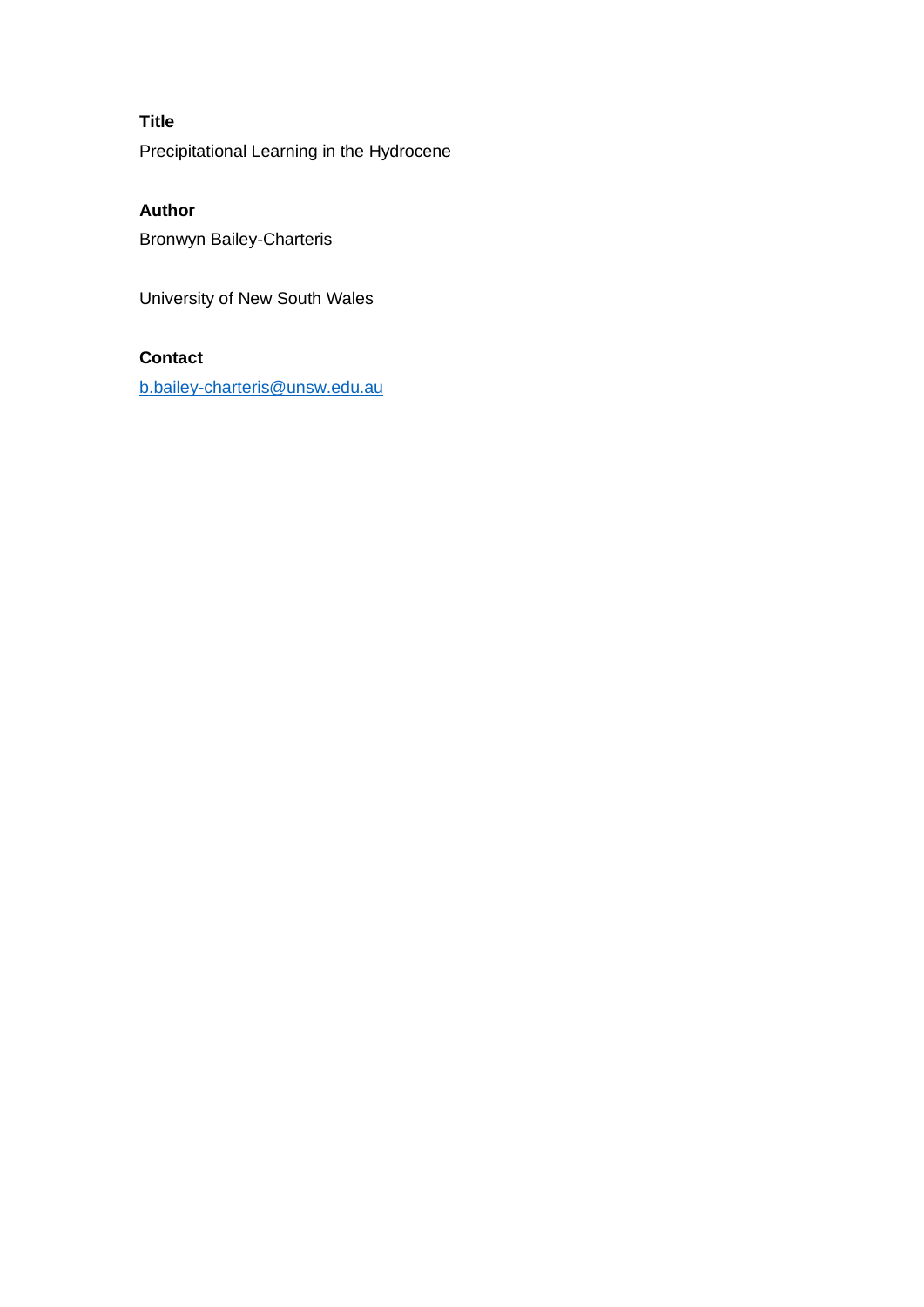**Title**

Precipitational Learning in the Hydrocene

**Author**

Bronwyn Bailey-Charteris

University of New South Wales

**Contact**

b.bailey-charteris@unsw.edu.au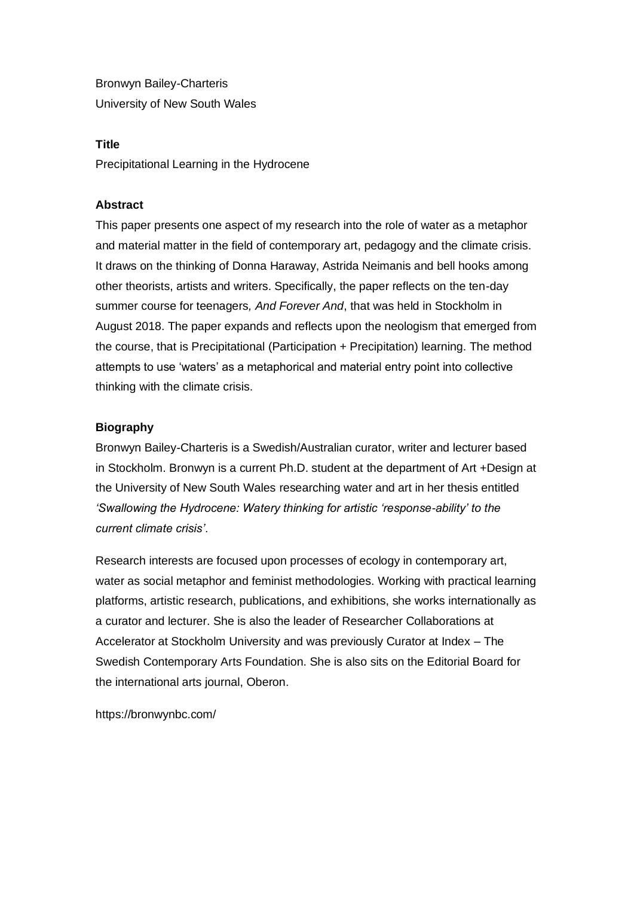Bronwyn Bailey-Charteris
University of New South Wales

**Title**

Precipitational Learning in the Hydrocene

**Abstract**

This paper presents one aspect of my research into the role of water as a metaphor and material matter in the field of contemporary art, pedagogy and the climate crisis. It draws on the thinking of Donna Haraway, Astrida Neimanis and bell hooks among other theorists, artists and writers. Specifically, the paper reflects on the ten-day summer course for teenagers, *And Forever And*, that was held in Stockholm in August 2018. The paper expands and reflects upon the neologism that emerged from the course, that is Precipitational (Participation + Precipitation) learning. The method attempts to use 'waters' as a metaphorical and material entry point into collective thinking with the climate crisis.

**Biography**

Bronwyn Bailey-Charteris is a Swedish/Australian curator, writer and lecturer based in Stockholm. Bronwyn is a current Ph.D. student at the department of Art +Design at the University of New South Wales researching water and art in her thesis entitled *'Swallowing the Hydrocene: Watery thinking for artistic 'response-ability' to the current climate crisis'*.

Research interests are focused upon processes of ecology in contemporary art, water as social metaphor and feminist methodologies. Working with practical learning platforms, artistic research, publications, and exhibitions, she works internationally as a curator and lecturer. She is also the leader of Researcher Collaborations at Accelerator at Stockholm University and was previously Curator at Index – The Swedish Contemporary Arts Foundation. She is also sits on the Editorial Board for the international arts journal, Oberon.

https://bronwynbc.com/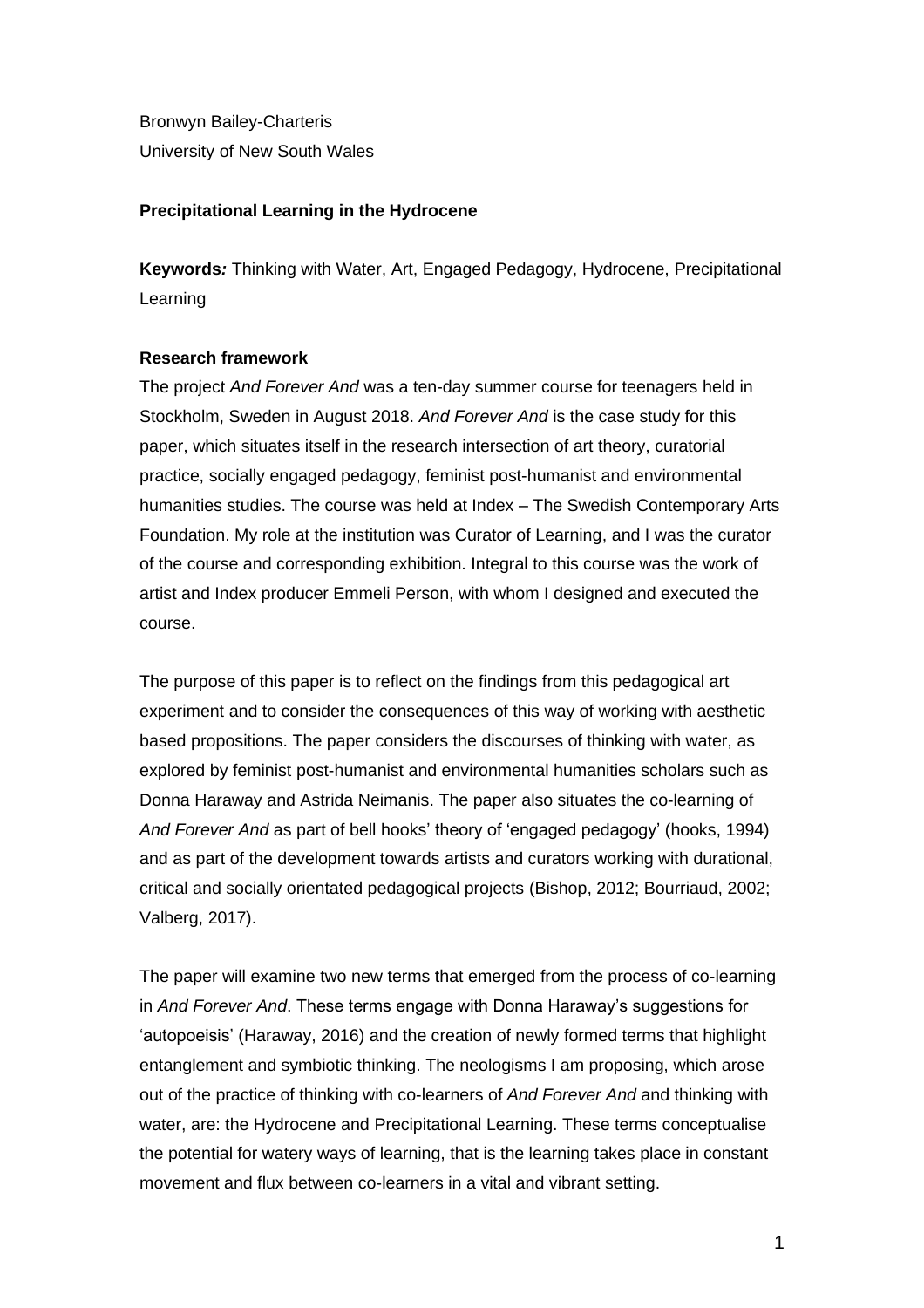Bronwyn Bailey-Charteris
University of New South Wales

**Precipitational Learning in the Hydrocene**

**Keywords***:* Thinking with Water, Art, Engaged Pedagogy, Hydrocene, Precipitational Learning

**Research framework**

The project *And Forever And* was a ten-day summer course for teenagers held in Stockholm, Sweden in August 2018. *And Forever And* is the case study for this paper, which situates itself in the research intersection of art theory, curatorial practice, socially engaged pedagogy, feminist post-humanist and environmental humanities studies. The course was held at Index – The Swedish Contemporary Arts Foundation. My role at the institution was Curator of Learning, and I was the curator of the course and corresponding exhibition. Integral to this course was the work of artist and Index producer Emmeli Person, with whom I designed and executed the course.

The purpose of this paper is to reflect on the findings from this pedagogical art experiment and to consider the consequences of this way of working with aesthetic based propositions. The paper considers the discourses of thinking with water, as explored by feminist post-humanist and environmental humanities scholars such as Donna Haraway and Astrida Neimanis. The paper also situates the co-learning of *And Forever And* as part of bell hooks' theory of 'engaged pedagogy' (hooks, 1994) and as part of the development towards artists and curators working with durational, critical and socially orientated pedagogical projects (Bishop, 2012; Bourriaud, 2002; Valberg, 2017).

The paper will examine two new terms that emerged from the process of co-learning in *And Forever And*. These terms engage with Donna Haraway's suggestions for 'autopoeisis' (Haraway, 2016) and the creation of newly formed terms that highlight entanglement and symbiotic thinking. The neologisms I am proposing, which arose out of the practice of thinking with co-learners of *And Forever And* and thinking with water, are: the Hydrocene and Precipitational Learning. These terms conceptualise the potential for watery ways of learning, that is the learning takes place in constant movement and flux between co-learners in a vital and vibrant setting.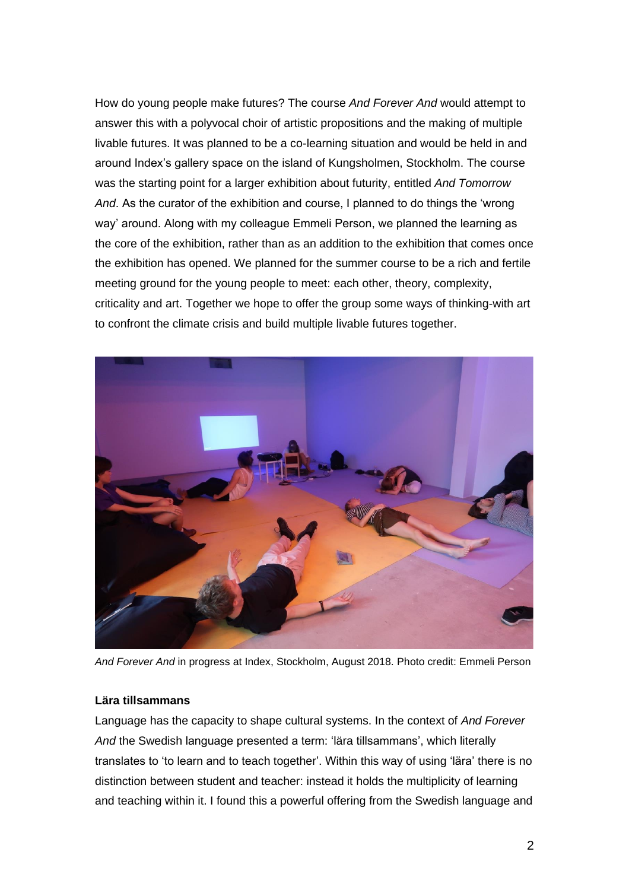How do young people make futures? The course *And Forever And* would attempt to answer this with a polyvocal choir of artistic propositions and the making of multiple livable futures. It was planned to be a co-learning situation and would be held in and around Index's gallery space on the island of Kungsholmen, Stockholm. The course was the starting point for a larger exhibition about futurity, entitled *And Tomorrow And*. As the curator of the exhibition and course, I planned to do things the 'wrong way' around. Along with my colleague Emmeli Person, we planned the learning as the core of the exhibition, rather than as an addition to the exhibition that comes once the exhibition has opened. We planned for the summer course to be a rich and fertile meeting ground for the young people to meet: each other, theory, complexity, criticality and art. Together we hope to offer the group some ways of thinking-with art to confront the climate crisis and build multiple livable futures together.

*And Forever And* in progress at Index, Stockholm, August 2018. Photo credit: Emmeli Person

**Lära tillsammans**

Language has the capacity to shape cultural systems. In the context of *And Forever And* the Swedish language presented a term: 'lära tillsammans', which literally translates to 'to learn and to teach together'. Within this way of using 'lära' there is no distinction between student and teacher: instead it holds the multiplicity of learning and teaching within it. I found this a powerful offering from the Swedish language and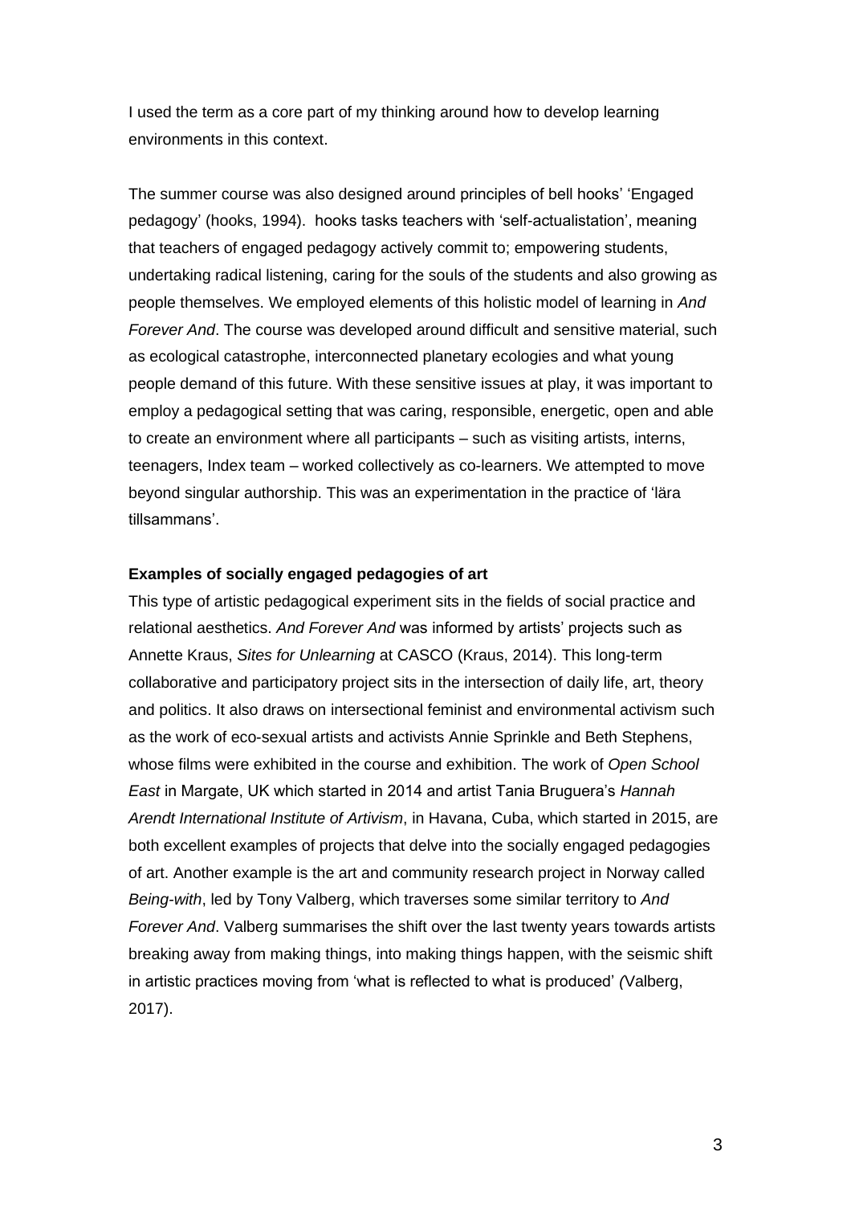I used the term as a core part of my thinking around how to develop learning environments in this context.

The summer course was also designed around principles of bell hooks' 'Engaged pedagogy' (hooks, 1994). hooks tasks teachers with 'self-actualistation', meaning that teachers of engaged pedagogy actively commit to; empowering students, undertaking radical listening, caring for the souls of the students and also growing as people themselves. We employed elements of this holistic model of learning in *And Forever And*. The course was developed around difficult and sensitive material, such as ecological catastrophe, interconnected planetary ecologies and what young people demand of this future. With these sensitive issues at play, it was important to employ a pedagogical setting that was caring, responsible, energetic, open and able to create an environment where all participants – such as visiting artists, interns, teenagers, Index team – worked collectively as co-learners. We attempted to move beyond singular authorship. This was an experimentation in the practice of 'lära tillsammans'.

**Examples of socially engaged pedagogies of art**

This type of artistic pedagogical experiment sits in the fields of social practice and relational aesthetics. *And Forever And* was informed by artists' projects such as Annette Kraus, *Sites for Unlearning* at CASCO (Kraus, 2014). This long-term collaborative and participatory project sits in the intersection of daily life, art, theory and politics. It also draws on intersectional feminist and environmental activism such as the work of eco-sexual artists and activists Annie Sprinkle and Beth Stephens, whose films were exhibited in the course and exhibition. The work of *Open School East* in Margate, UK which started in 2014 and artist Tania Bruguera's *Hannah Arendt International Institute of Artivism*, in Havana, Cuba, which started in 2015, are both excellent examples of projects that delve into the socially engaged pedagogies of art. Another example is the art and community research project in Norway called *Being-with*, led by Tony Valberg, which traverses some similar territory to *And Forever And*. Valberg summarises the shift over the last twenty years towards artists breaking away from making things, into making things happen, with the seismic shift in artistic practices moving from 'what is reflected to what is produced' *(*Valberg, 2017).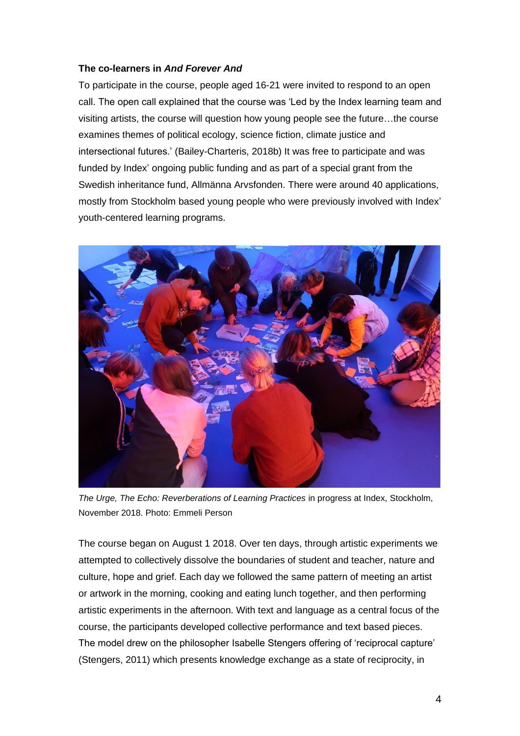**The co-learners in *And Forever And***

To participate in the course, people aged 16-21 were invited to respond to an open call. The open call explained that the course was 'Led by the Index learning team and visiting artists, the course will question how young people see the future…the course examines themes of political ecology, science fiction, climate justice and intersectional futures.' (Bailey-Charteris, 2018b) It was free to participate and was funded by Index' ongoing public funding and as part of a special grant from the Swedish inheritance fund, Allmänna Arvsfonden. There were around 40 applications, mostly from Stockholm based young people who were previously involved with Index' youth-centered learning programs.

*The Urge, The Echo: Reverberations of Learning Practices* in progress at Index, Stockholm, November 2018. Photo: Emmeli Person

The course began on August 1 2018. Over ten days, through artistic experiments we attempted to collectively dissolve the boundaries of student and teacher, nature and culture, hope and grief. Each day we followed the same pattern of meeting an artist or artwork in the morning, cooking and eating lunch together, and then performing artistic experiments in the afternoon. With text and language as a central focus of the course, the participants developed collective performance and text based pieces. The model drew on the philosopher Isabelle Stengers offering of 'reciprocal capture' (Stengers, 2011) which presents knowledge exchange as a state of reciprocity, in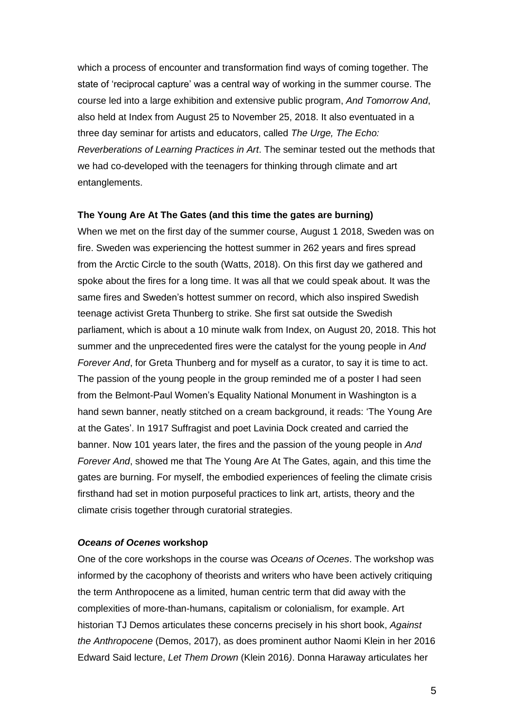which a process of encounter and transformation find ways of coming together. The state of 'reciprocal capture' was a central way of working in the summer course. The course led into a large exhibition and extensive public program, *And Tomorrow And*, also held at Index from August 25 to November 25, 2018. It also eventuated in a three day seminar for artists and educators, called *The Urge, The Echo: Reverberations of Learning Practices in Art*. The seminar tested out the methods that we had co-developed with the teenagers for thinking through climate and art entanglements.

**The Young Are At The Gates (and this time the gates are burning)**

When we met on the first day of the summer course, August 1 2018, Sweden was on fire. Sweden was experiencing the hottest summer in 262 years and fires spread from the Arctic Circle to the south (Watts, 2018). On this first day we gathered and spoke about the fires for a long time. It was all that we could speak about. It was the same fires and Sweden's hottest summer on record, which also inspired Swedish teenage activist Greta Thunberg to strike. She first sat outside the Swedish parliament, which is about a 10 minute walk from Index, on August 20, 2018. This hot summer and the unprecedented fires were the catalyst for the young people in *And Forever And*, for Greta Thunberg and for myself as a curator, to say it is time to act. The passion of the young people in the group reminded me of a poster I had seen from the Belmont-Paul Women's Equality National Monument in Washington is a hand sewn banner, neatly stitched on a cream background, it reads: 'The Young Are at the Gates'. In 1917 Suffragist and poet Lavinia Dock created and carried the banner. Now 101 years later, the fires and the passion of the young people in *And Forever And*, showed me that The Young Are At The Gates, again, and this time the gates are burning. For myself, the embodied experiences of feeling the climate crisis firsthand had set in motion purposeful practices to link art, artists, theory and the climate crisis together through curatorial strategies.

***Oceans of Ocenes* workshop**

One of the core workshops in the course was *Oceans of Ocenes*. The workshop was informed by the cacophony of theorists and writers who have been actively critiquing the term Anthropocene as a limited, human centric term that did away with the complexities of more-than-humans, capitalism or colonialism, for example. Art historian TJ Demos articulates these concerns precisely in his short book, *Against the Anthropocene* (Demos, 2017), as does prominent author Naomi Klein in her 2016 Edward Said lecture, *Let Them Drown* (Klein 2016). Donna Haraway articulates her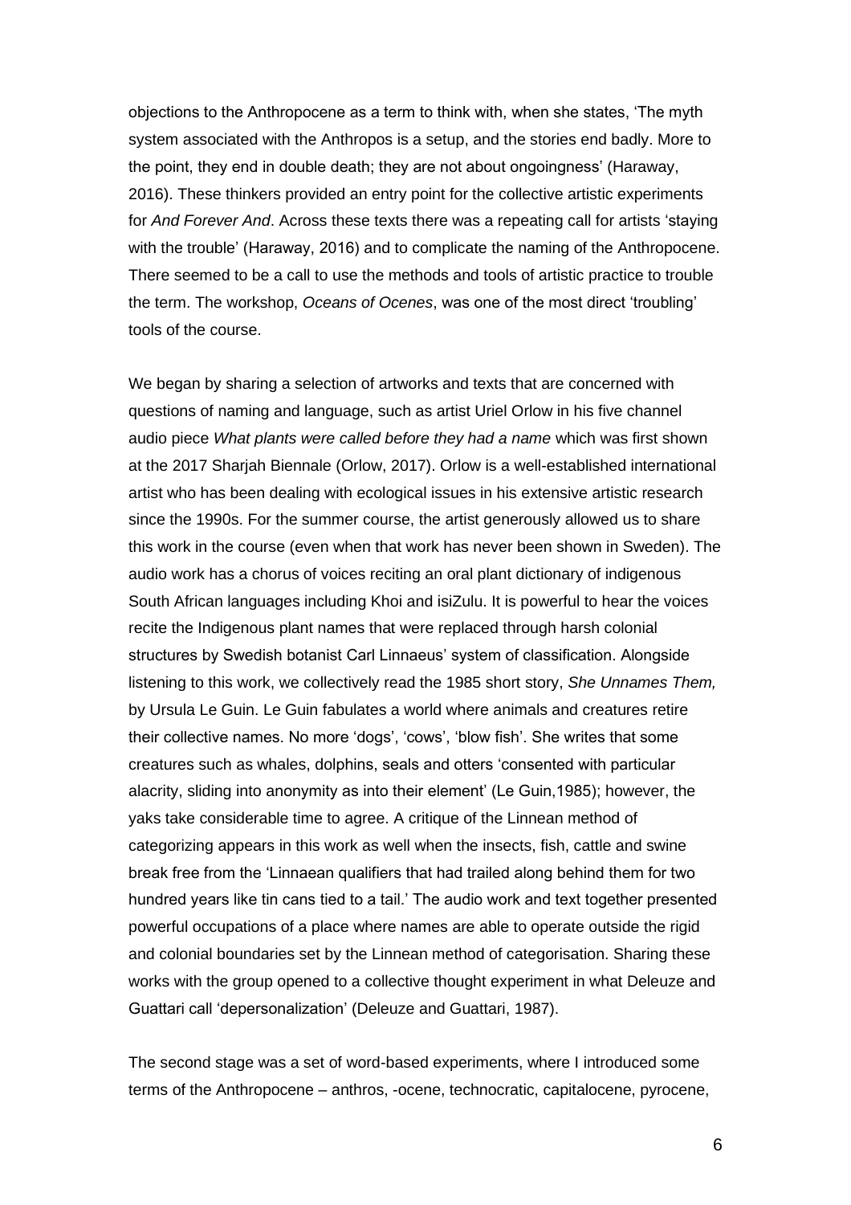objections to the Anthropocene as a term to think with, when she states, 'The myth system associated with the Anthropos is a setup, and the stories end badly. More to the point, they end in double death; they are not about ongoingness' (Haraway, 2016). These thinkers provided an entry point for the collective artistic experiments for *And Forever And*. Across these texts there was a repeating call for artists 'staying with the trouble' (Haraway, 2016) and to complicate the naming of the Anthropocene. There seemed to be a call to use the methods and tools of artistic practice to trouble the term. The workshop, *Oceans of Ocenes*, was one of the most direct 'troubling' tools of the course.

We began by sharing a selection of artworks and texts that are concerned with questions of naming and language, such as artist Uriel Orlow in his five channel audio piece *What plants were called before they had a name* which was first shown at the 2017 Sharjah Biennale (Orlow, 2017). Orlow is a well-established international artist who has been dealing with ecological issues in his extensive artistic research since the 1990s. For the summer course, the artist generously allowed us to share this work in the course (even when that work has never been shown in Sweden). The audio work has a chorus of voices reciting an oral plant dictionary of indigenous South African languages including Khoi and isiZulu. It is powerful to hear the voices recite the Indigenous plant names that were replaced through harsh colonial structures by Swedish botanist Carl Linnaeus' system of classification. Alongside listening to this work, we collectively read the 1985 short story, *She Unnames Them,* by Ursula Le Guin. Le Guin fabulates a world where animals and creatures retire their collective names. No more 'dogs', 'cows', 'blow fish'. She writes that some creatures such as whales, dolphins, seals and otters 'consented with particular alacrity, sliding into anonymity as into their element' (Le Guin,1985); however, the yaks take considerable time to agree. A critique of the Linnean method of categorizing appears in this work as well when the insects, fish, cattle and swine break free from the 'Linnaean qualifiers that had trailed along behind them for two hundred years like tin cans tied to a tail.' The audio work and text together presented powerful occupations of a place where names are able to operate outside the rigid and colonial boundaries set by the Linnean method of categorisation. Sharing these works with the group opened to a collective thought experiment in what Deleuze and Guattari call 'depersonalization' (Deleuze and Guattari, 1987).

The second stage was a set of word-based experiments, where I introduced some terms of the Anthropocene – anthros, -ocene, technocratic, capitalocene, pyrocene,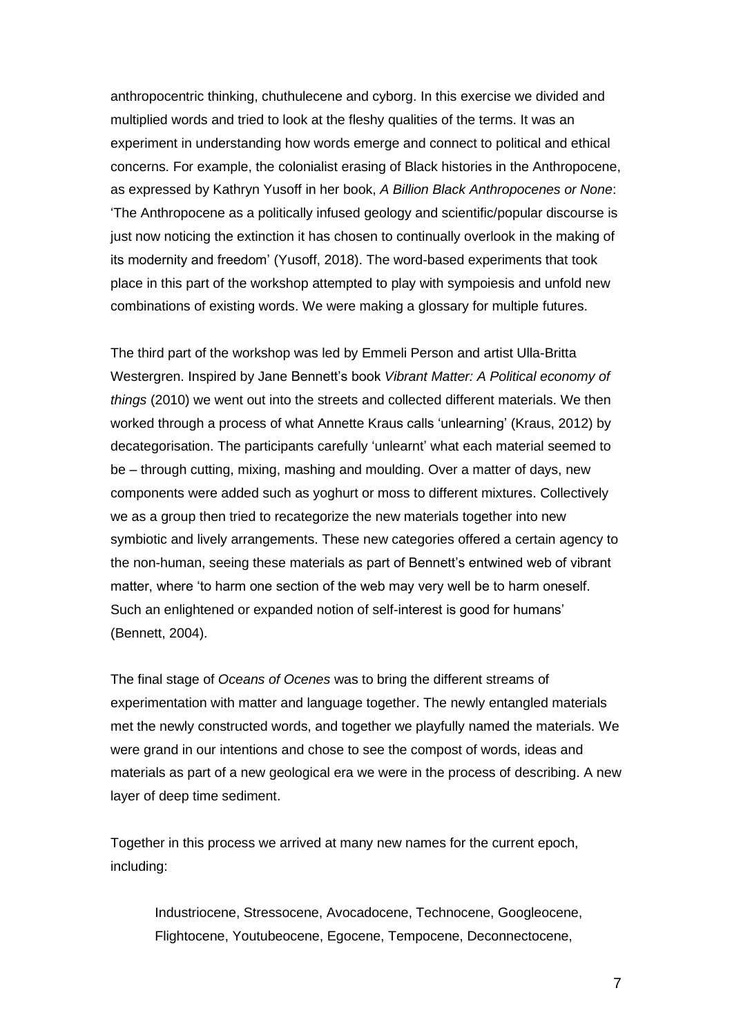anthropocentric thinking, chuthulecene and cyborg. In this exercise we divided and multiplied words and tried to look at the fleshy qualities of the terms. It was an experiment in understanding how words emerge and connect to political and ethical concerns. For example, the colonialist erasing of Black histories in the Anthropocene, as expressed by Kathryn Yusoff in her book, *A Billion Black Anthropocenes or None*: 'The Anthropocene as a politically infused geology and scientific/popular discourse is just now noticing the extinction it has chosen to continually overlook in the making of its modernity and freedom' (Yusoff, 2018). The word-based experiments that took place in this part of the workshop attempted to play with sympoiesis and unfold new combinations of existing words. We were making a glossary for multiple futures.

The third part of the workshop was led by Emmeli Person and artist Ulla-Britta Westergren. Inspired by Jane Bennett's book *Vibrant Matter: A Political economy of things* (2010) we went out into the streets and collected different materials. We then worked through a process of what Annette Kraus calls 'unlearning' (Kraus, 2012) by decategorisation. The participants carefully 'unlearnt' what each material seemed to be – through cutting, mixing, mashing and moulding. Over a matter of days, new components were added such as yoghurt or moss to different mixtures. Collectively we as a group then tried to recategorize the new materials together into new symbiotic and lively arrangements. These new categories offered a certain agency to the non-human, seeing these materials as part of Bennett's entwined web of vibrant matter, where 'to harm one section of the web may very well be to harm oneself. Such an enlightened or expanded notion of self-interest is good for humans' (Bennett, 2004).

The final stage of *Oceans of Ocenes* was to bring the different streams of experimentation with matter and language together. The newly entangled materials met the newly constructed words, and together we playfully named the materials. We were grand in our intentions and chose to see the compost of words, ideas and materials as part of a new geological era we were in the process of describing. A new layer of deep time sediment.

Together in this process we arrived at many new names for the current epoch, including:

> Industriocene, Stressocene, Avocadocene, Technocene, Googleocene, Flightocene, Youtubeocene, Egocene, Tempocene, Deconnectocene,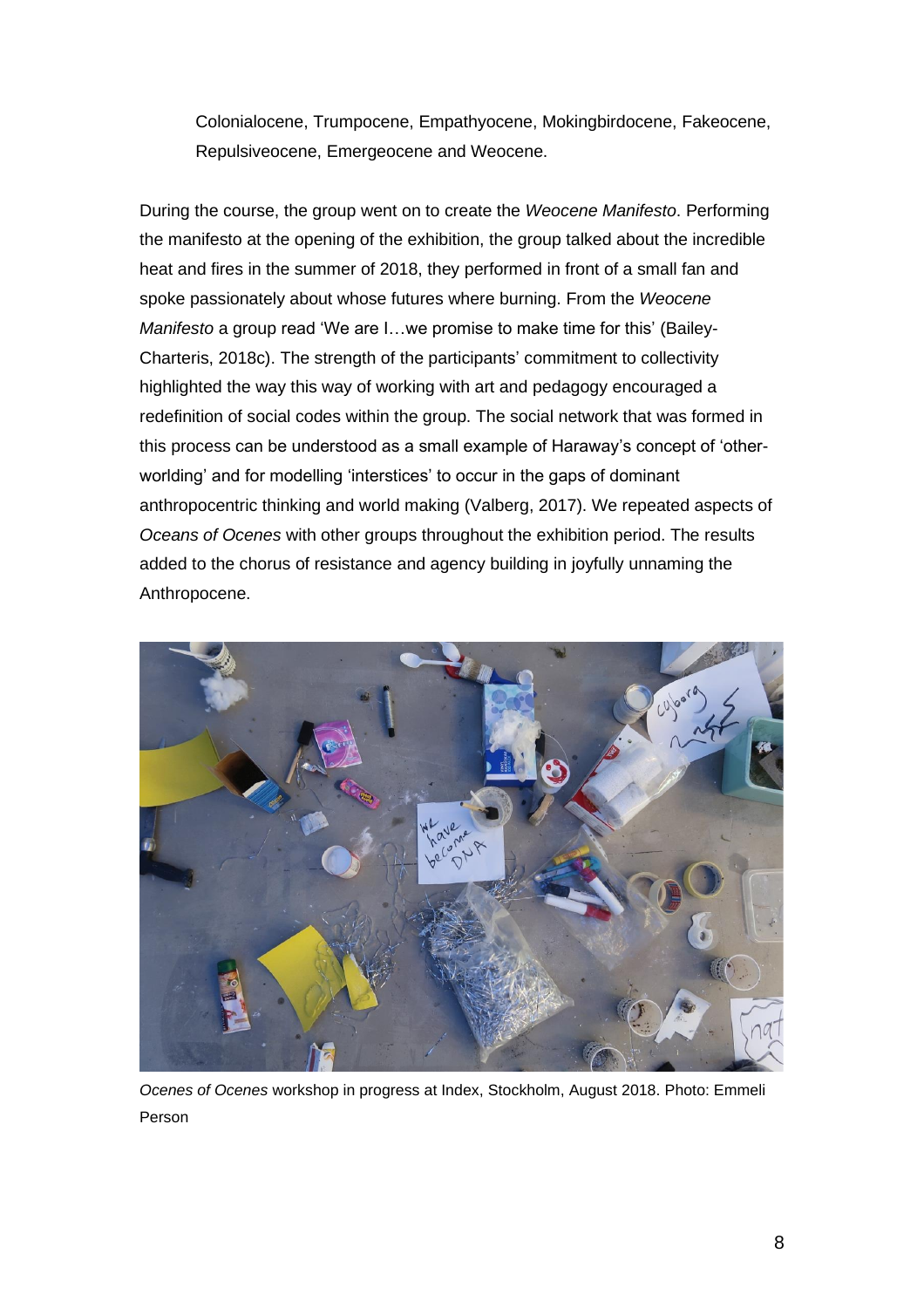Colonialocene, Trumpocene, Empathyocene, Mokingbirdocene, Fakeocene, Repulsiveocene, Emergeocene and Weocene.

During the course, the group went on to create the *Weocene Manifesto*. Performing the manifesto at the opening of the exhibition, the group talked about the incredible heat and fires in the summer of 2018, they performed in front of a small fan and spoke passionately about whose futures where burning. From the *Weocene Manifesto* a group read 'We are I…we promise to make time for this' (Bailey-Charteris, 2018c). The strength of the participants' commitment to collectivity highlighted the way this way of working with art and pedagogy encouraged a redefinition of social codes within the group. The social network that was formed in this process can be understood as a small example of Haraway's concept of 'other-worlding' and for modelling 'interstices' to occur in the gaps of dominant anthropocentric thinking and world making (Valberg, 2017). We repeated aspects of *Oceans of Ocenes* with other groups throughout the exhibition period. The results added to the chorus of resistance and agency building in joyfully unnaming the Anthropocene.

*Ocenes of Ocenes* workshop in progress at Index, Stockholm, August 2018. Photo: Emmeli Person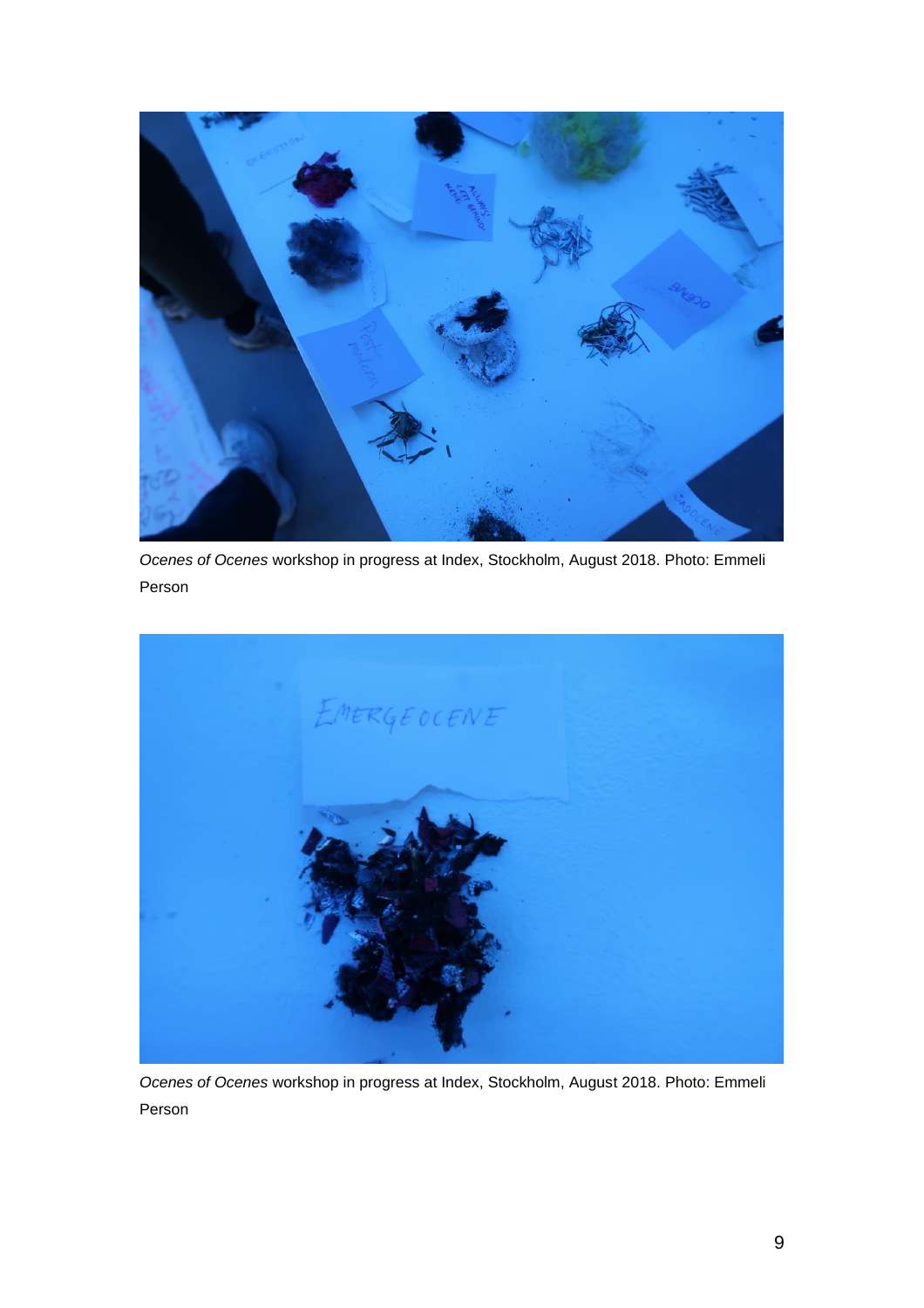*Ocenes of Ocenes* workshop in progress at Index, Stockholm, August 2018. Photo: Emmeli Person

*Ocenes of Ocenes* workshop in progress at Index, Stockholm, August 2018. Photo: Emmeli Person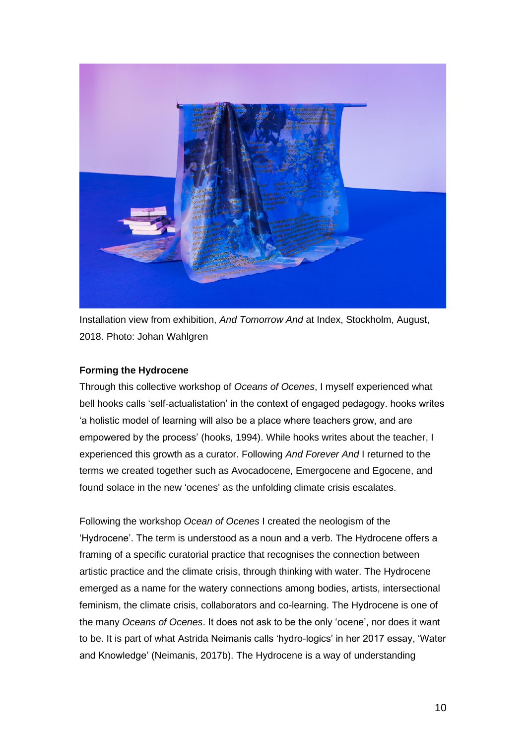Installation view from exhibition, *And Tomorrow And* at Index, Stockholm, August, 2018. Photo: Johan Wahlgren

**Forming the Hydrocene**

Through this collective workshop of *Oceans of Ocenes*, I myself experienced what bell hooks calls 'self-actualisation' in the context of engaged pedagogy. hooks writes 'a holistic model of learning will also be a place where teachers grow, and are empowered by the process' (hooks, 1994). While hooks writes about the teacher, I experienced this growth as a curator. Following *And Forever And* I returned to the terms we created together such as Avocadocene, Emergocene and Egocene, and found solace in the new 'ocenes' as the unfolding climate crisis escalates.

Following the workshop *Ocean of Ocenes* I created the neologism of the 'Hydrocene'. The term is understood as a noun and a verb. The Hydrocene offers a framing of a specific curatorial practice that recognises the connection between artistic practice and the climate crisis, through thinking with water. The Hydrocene emerged as a name for the watery connections among bodies, artists, intersectional feminism, the climate crisis, collaborators and co-learning. The Hydrocene is one of the many *Oceans of Ocenes*. It does not ask to be the only 'ocene', nor does it want to be. It is part of what Astrida Neimanis calls 'hydro-logics' in her 2017 essay, 'Water and Knowledge' (Neimanis, 2017b). The Hydrocene is a way of understanding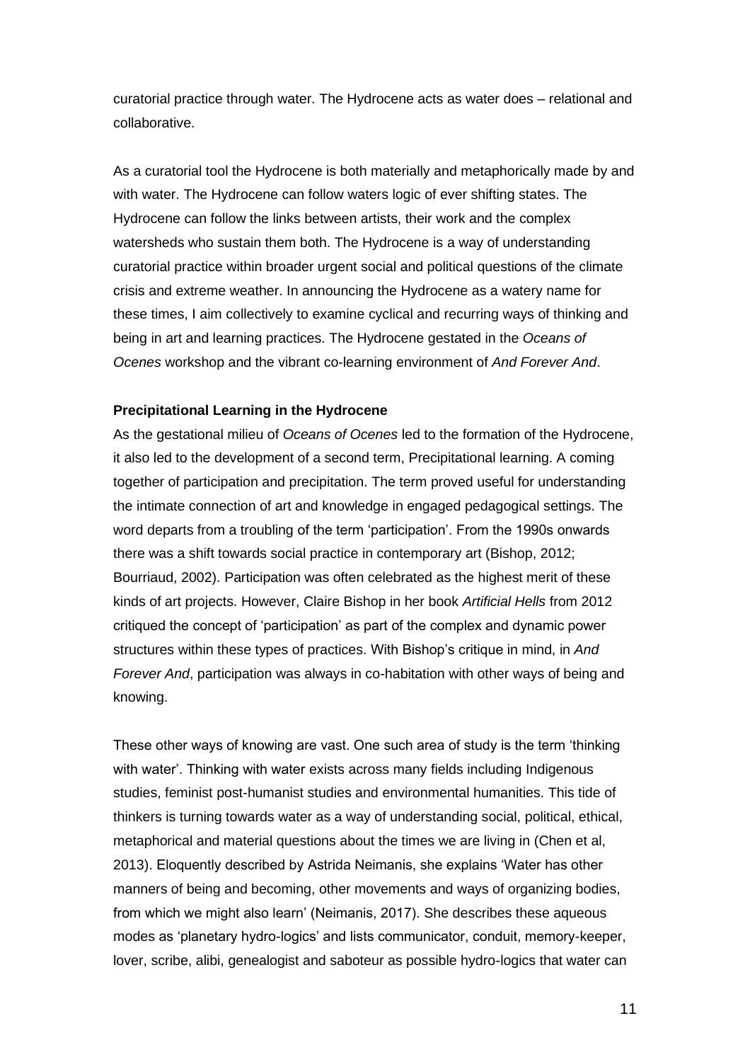curatorial practice through water. The Hydrocene acts as water does – relational and collaborative.

As a curatorial tool the Hydrocene is both materially and metaphorically made by and with water. The Hydrocene can follow waters logic of ever shifting states. The Hydrocene can follow the links between artists, their work and the complex watersheds who sustain them both. The Hydrocene is a way of understanding curatorial practice within broader urgent social and political questions of the climate crisis and extreme weather. In announcing the Hydrocene as a watery name for these times, I aim collectively to examine cyclical and recurring ways of thinking and being in art and learning practices. The Hydrocene gestated in the *Oceans of Ocenes* workshop and the vibrant co-learning environment of *And Forever And*.

**Precipitational Learning in the Hydrocene**

As the gestational milieu of *Oceans of Ocenes* led to the formation of the Hydrocene, it also led to the development of a second term, Precipitational learning. A coming together of participation and precipitation. The term proved useful for understanding the intimate connection of art and knowledge in engaged pedagogical settings. The word departs from a troubling of the term 'participation'. From the 1990s onwards there was a shift towards social practice in contemporary art (Bishop, 2012; Bourriaud, 2002). Participation was often celebrated as the highest merit of these kinds of art projects. However, Claire Bishop in her book *Artificial Hells* from 2012 critiqued the concept of 'participation' as part of the complex and dynamic power structures within these types of practices. With Bishop's critique in mind, in *And Forever And*, participation was always in co-habitation with other ways of being and knowing.

These other ways of knowing are vast. One such area of study is the term 'thinking with water'. Thinking with water exists across many fields including Indigenous studies, feminist post-humanist studies and environmental humanities. This tide of thinkers is turning towards water as a way of understanding social, political, ethical, metaphorical and material questions about the times we are living in (Chen et al, 2013). Eloquently described by Astrida Neimanis, she explains 'Water has other manners of being and becoming, other movements and ways of organizing bodies, from which we might also learn' (Neimanis, 2017). She describes these aqueous modes as 'planetary hydro-logics' and lists communicator, conduit, memory-keeper, lover, scribe, alibi, genealogist and saboteur as possible hydro-logics that water can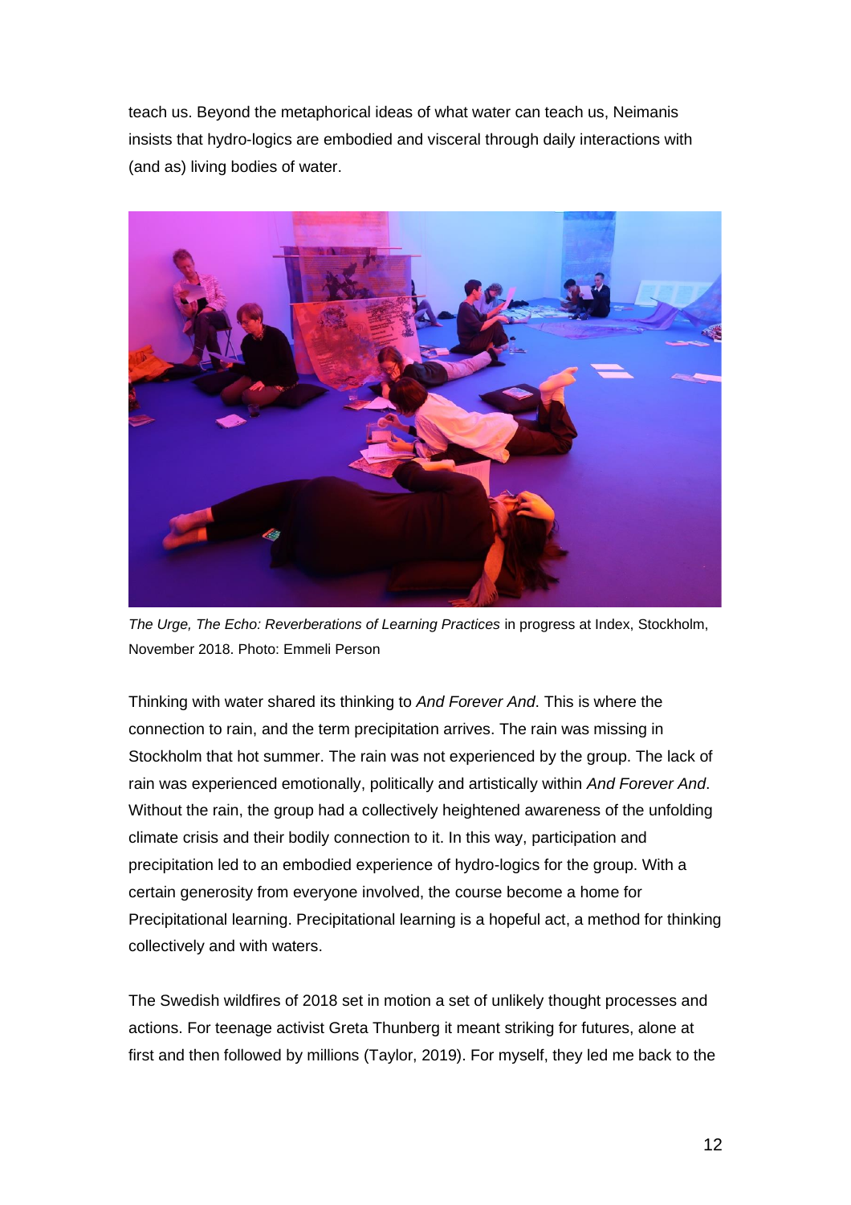teach us. Beyond the metaphorical ideas of what water can teach us, Neimanis insists that hydro-logics are embodied and visceral through daily interactions with (and as) living bodies of water.

*The Urge, The Echo: Reverberations of Learning Practices* in progress at Index, Stockholm, November 2018. Photo: Emmeli Person

Thinking with water shared its thinking to *And Forever And*. This is where the connection to rain, and the term precipitation arrives. The rain was missing in Stockholm that hot summer. The rain was not experienced by the group. The lack of rain was experienced emotionally, politically and artistically within *And Forever And*. Without the rain, the group had a collectively heightened awareness of the unfolding climate crisis and their bodily connection to it. In this way, participation and precipitation led to an embodied experience of hydro-logics for the group. With a certain generosity from everyone involved, the course become a home for Precipitational learning. Precipitational learning is a hopeful act, a method for thinking collectively and with waters.

The Swedish wildfires of 2018 set in motion a set of unlikely thought processes and actions. For teenage activist Greta Thunberg it meant striking for futures, alone at first and then followed by millions (Taylor, 2019). For myself, they led me back to the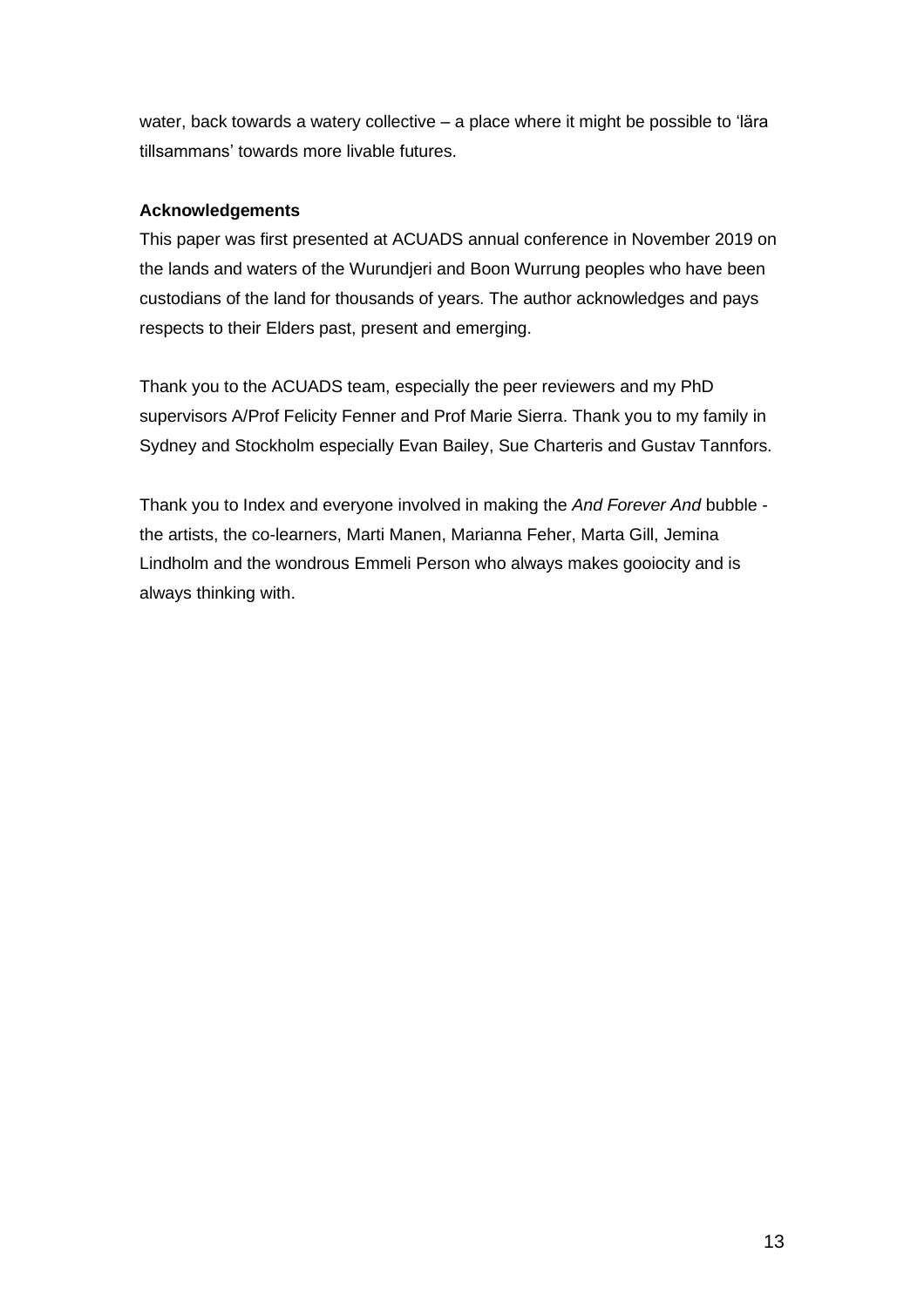water, back towards a watery collective – a place where it might be possible to 'lära tillsammans' towards more livable futures.

**Acknowledgements**

This paper was first presented at ACUADS annual conference in November 2019 on the lands and waters of the Wurundjeri and Boon Wurrung peoples who have been custodians of the land for thousands of years. The author acknowledges and pays respects to their Elders past, present and emerging.

Thank you to the ACUADS team, especially the peer reviewers and my PhD supervisors A/Prof Felicity Fenner and Prof Marie Sierra. Thank you to my family in Sydney and Stockholm especially Evan Bailey, Sue Charteris and Gustav Tannfors.

Thank you to Index and everyone involved in making the *And Forever And* bubble - the artists, the co-learners, Marti Manen, Marianna Feher, Marta Gill, Jemina Lindholm and the wondrous Emmeli Person who always makes gooiocity and is always thinking with.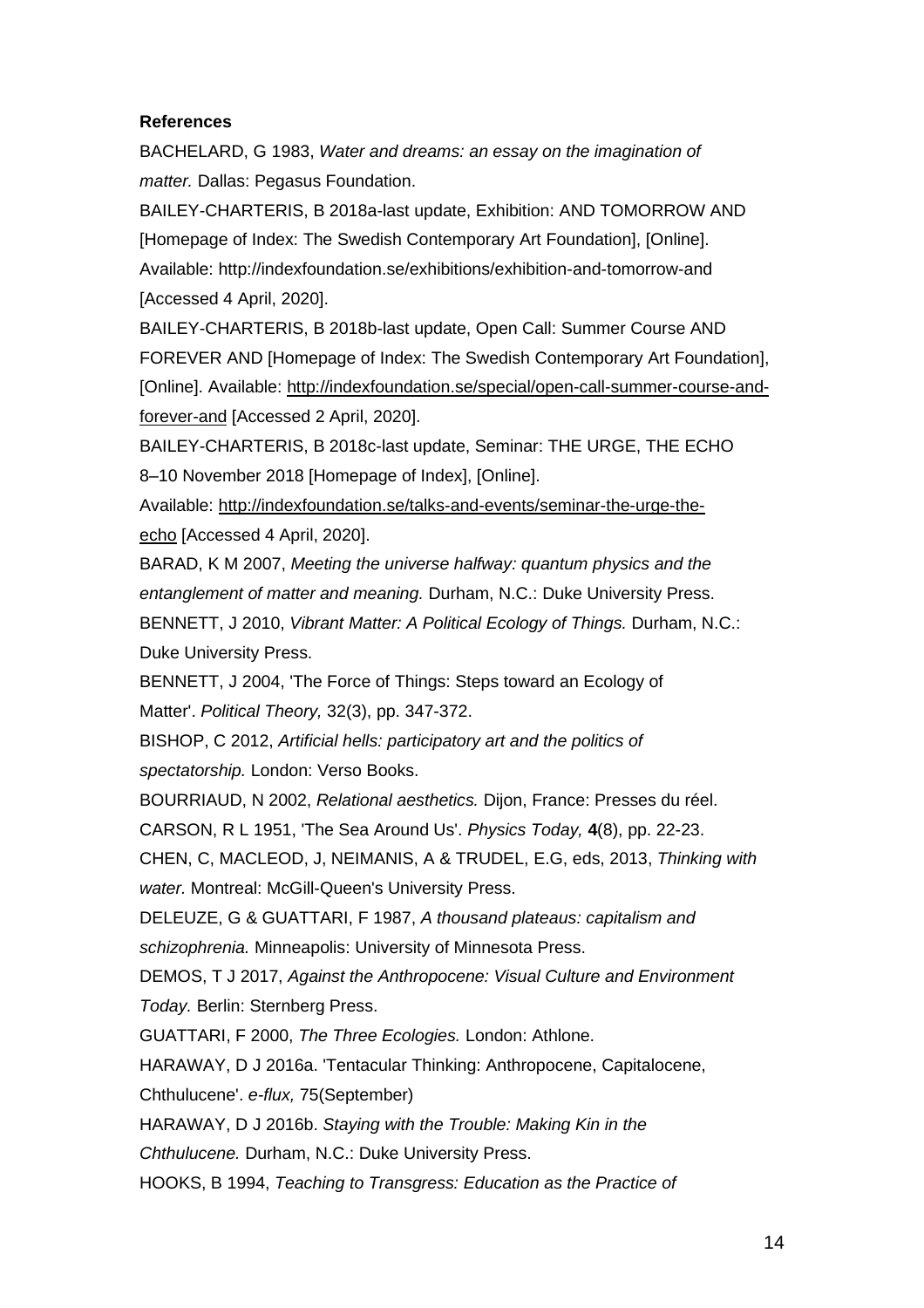**References**

BACHELARD, G 1983, *Water and dreams: an essay on the imagination of matter.* Dallas: Pegasus Foundation.

BAILEY-CHARTERIS, B 2018a-last update, Exhibition: AND TOMORROW AND [Homepage of Index: The Swedish Contemporary Art Foundation], [Online]. Available: http://indexfoundation.se/exhibitions/exhibition-and-tomorrow-and [Accessed 4 April, 2020].

BAILEY-CHARTERIS, B 2018b-last update, Open Call: Summer Course AND FOREVER AND [Homepage of Index: The Swedish Contemporary Art Foundation], [Online]. Available: http://indexfoundation.se/special/open-call-summer-course-and-forever-and [Accessed 2 April, 2020].

BAILEY-CHARTERIS, B 2018c-last update, Seminar: THE URGE, THE ECHO 8–10 November 2018 [Homepage of Index], [Online]. Available: http://indexfoundation.se/talks-and-events/seminar-the-urge-the-echo [Accessed 4 April, 2020].

BARAD, K M 2007, *Meeting the universe halfway: quantum physics and the entanglement of matter and meaning.* Durham, N.C.: Duke University Press.

BENNETT, J 2010, *Vibrant Matter: A Political Ecology of Things.* Durham, N.C.: Duke University Press.

BENNETT, J 2004, 'The Force of Things: Steps toward an Ecology of Matter'. *Political Theory,* 32(3), pp. 347-372.

BISHOP, C 2012, *Artificial hells: participatory art and the politics of spectatorship.* London: Verso Books.

BOURRIAUD, N 2002, *Relational aesthetics.* Dijon, France: Presses du réel.

CARSON, R L 1951, 'The Sea Around Us'. *Physics Today,* **4**(8), pp. 22-23.

CHEN, C, MACLEOD, J, NEIMANIS, A & TRUDEL, E.G, eds, 2013, *Thinking with water.* Montreal: McGill-Queen's University Press.

DELEUZE, G & GUATTARI, F 1987, *A thousand plateaus: capitalism and schizophrenia.* Minneapolis: University of Minnesota Press.

DEMOS, T J 2017, *Against the Anthropocene: Visual Culture and Environment Today.* Berlin: Sternberg Press.

GUATTARI, F 2000, *The Three Ecologies.* London: Athlone.

HARAWAY, D J 2016a. 'Tentacular Thinking: Anthropocene, Capitalocene, Chthulucene'. *e-flux,* 75(September)

HARAWAY, D J 2016b. *Staying with the Trouble: Making Kin in the Chthulucene.* Durham, N.C.: Duke University Press.

HOOKS, B 1994, *Teaching to Transgress: Education as the Practice of*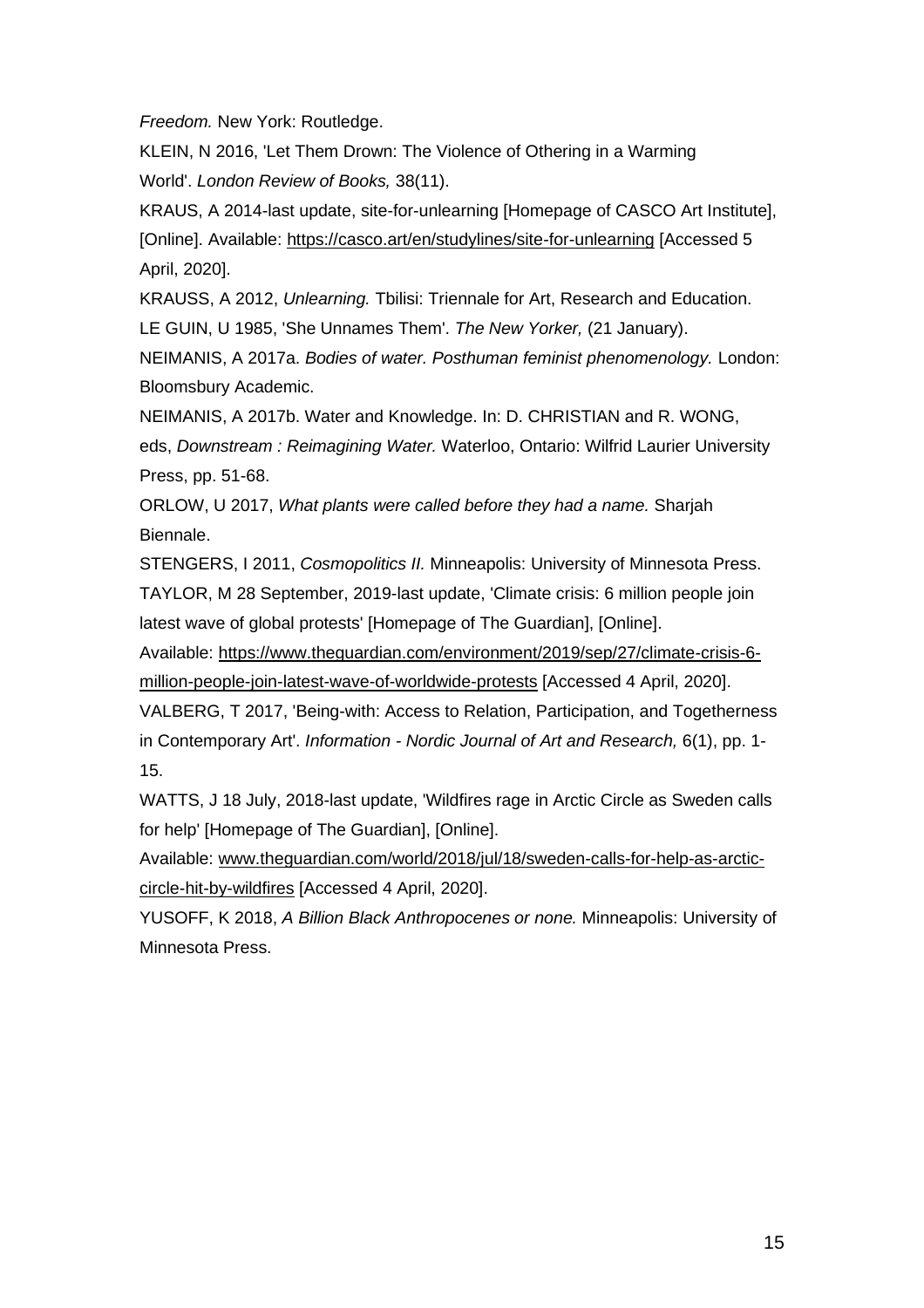*Freedom.* New York: Routledge.

KLEIN, N 2016, 'Let Them Drown: The Violence of Othering in a Warming World'. *London Review of Books,* 38(11).

KRAUS, A 2014-last update, site-for-unlearning [Homepage of CASCO Art Institute], [Online]. Available: https://casco.art/en/studylines/site-for-unlearning [Accessed 5 April, 2020].

KRAUSS, A 2012, *Unlearning.* Tbilisi: Triennale for Art, Research and Education.

LE GUIN, U 1985, 'She Unnames Them'. *The New Yorker,* (21 January).

NEIMANIS, A 2017a. *Bodies of water. Posthuman feminist phenomenology.* London: Bloomsbury Academic.

NEIMANIS, A 2017b. Water and Knowledge. In: D. CHRISTIAN and R. WONG, eds, *Downstream : Reimagining Water.* Waterloo, Ontario: Wilfrid Laurier University Press, pp. 51-68.

ORLOW, U 2017, *What plants were called before they had a name.* Sharjah Biennale.

STENGERS, I 2011, *Cosmopolitics II.* Minneapolis: University of Minnesota Press.

TAYLOR, M 28 September, 2019-last update, 'Climate crisis: 6 million people join latest wave of global protests' [Homepage of The Guardian], [Online]. Available: https://www.theguardian.com/environment/2019/sep/27/climate-crisis-6-million-people-join-latest-wave-of-worldwide-protests [Accessed 4 April, 2020].

VALBERG, T 2017, 'Being-with: Access to Relation, Participation, and Togetherness in Contemporary Art'. *Information - Nordic Journal of Art and Research,* 6(1), pp. 1-15.

WATTS, J 18 July, 2018-last update, 'Wildfires rage in Arctic Circle as Sweden calls for help' [Homepage of The Guardian], [Online]. Available: www.theguardian.com/world/2018/jul/18/sweden-calls-for-help-as-arctic-circle-hit-by-wildfires [Accessed 4 April, 2020].

YUSOFF, K 2018, *A Billion Black Anthropocenes or none.* Minneapolis: University of Minnesota Press.